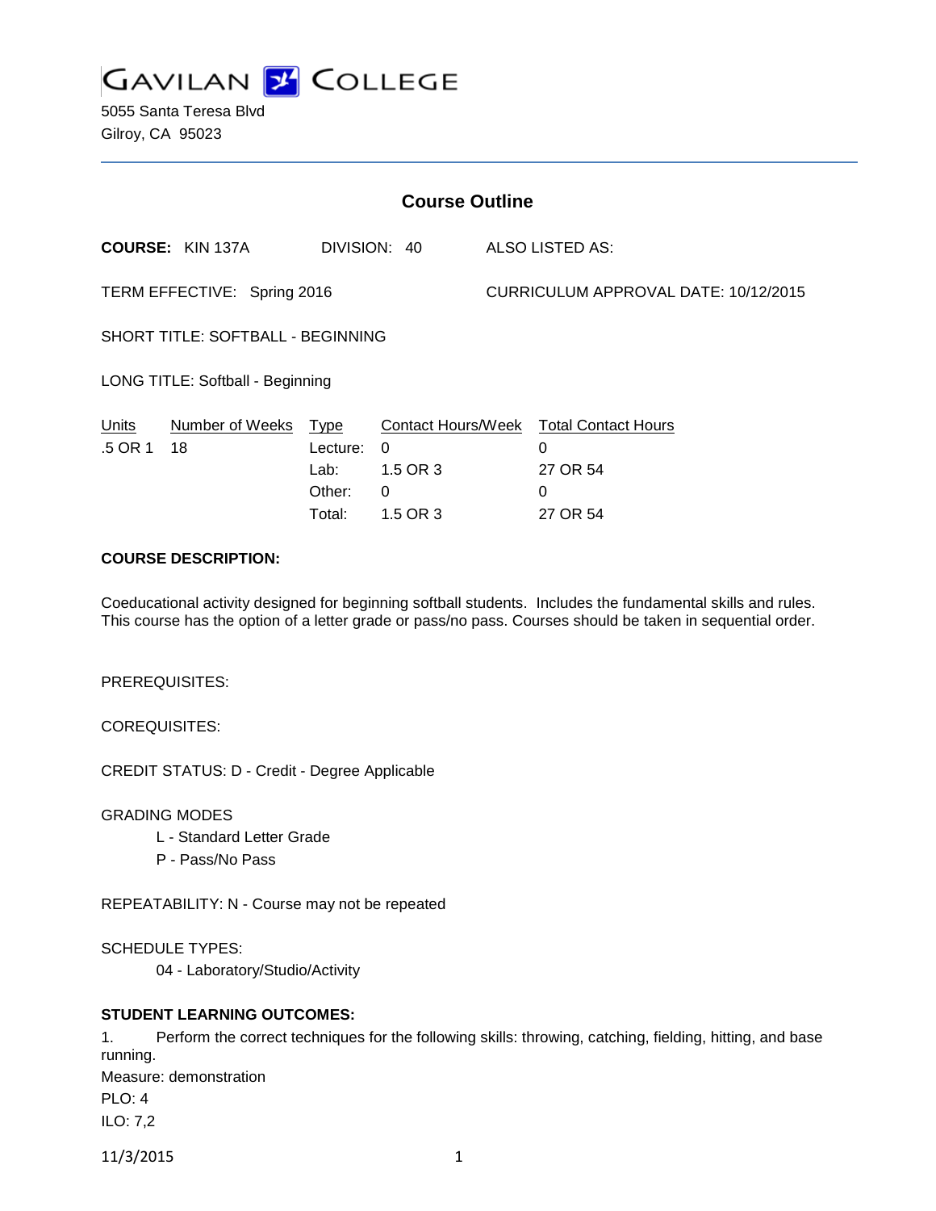# GAVILAN COLLEGE

5055 Santa Teresa Blvd
Gilroy, CA 95023

## Course Outline

**COURSE:** KIN 137A DIVISION: 40 ALSO LISTED AS:

TERM EFFECTIVE: Spring 2016 CURRICULUM APPROVAL DATE: 10/12/2015

SHORT TITLE: SOFTBALL - BEGINNING

LONG TITLE: Softball - Beginning

| Units | Number of Weeks | Type | Contact Hours/Week | Total Contact Hours |
|---|---|---|---|---|
| .5 OR 1 | 18 | Lecture: | 0 | 0 |
| | | Lab: | 1.5 OR 3 | 27 OR 54 |
| | | Other: | 0 | 0 |
| | | Total: | 1.5 OR 3 | 27 OR 54 |

**COURSE DESCRIPTION:**

Coeducational activity designed for beginning softball students. Includes the fundamental skills and rules. This course has the option of a letter grade or pass/no pass. Courses should be taken in sequential order.

PREREQUISITES:

COREQUISITES:

CREDIT STATUS: D - Credit - Degree Applicable

GRADING MODES

L - Standard Letter Grade

P - Pass/No Pass

REPEATABILITY: N - Course may not be repeated

SCHEDULE TYPES:

04 - Laboratory/Studio/Activity

**STUDENT LEARNING OUTCOMES:**

1. Perform the correct techniques for the following skills: throwing, catching, fielding, hitting, and base running.

Measure: demonstration

PLO: 4

ILO: 7,2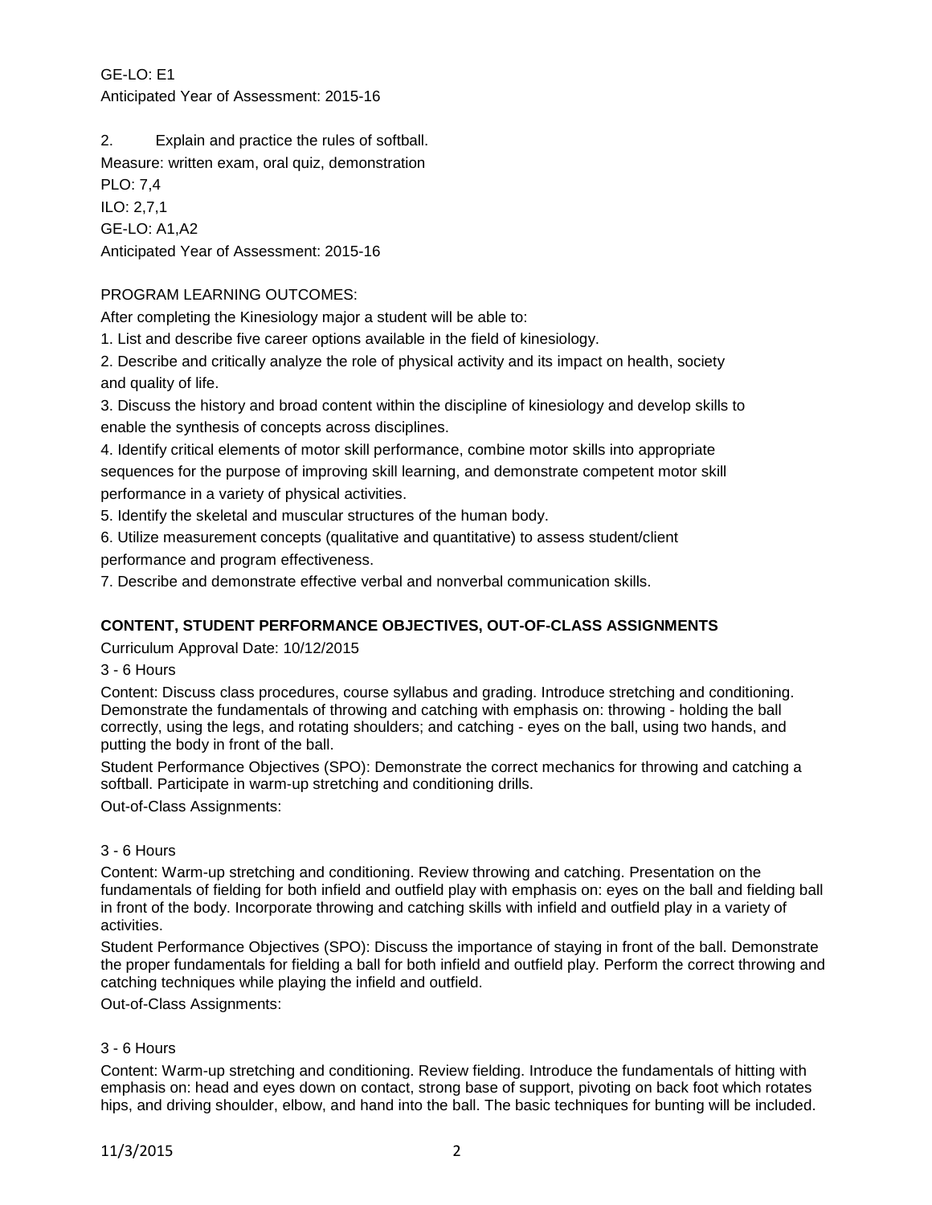GE-LO: E1
Anticipated Year of Assessment: 2015-16

2. Explain and practice the rules of softball.
Measure: written exam, oral quiz, demonstration
PLO: 7,4
ILO: 2,7,1
GE-LO: A1,A2
Anticipated Year of Assessment: 2015-16

PROGRAM LEARNING OUTCOMES:

After completing the Kinesiology major a student will be able to:

1. List and describe five career options available in the field of kinesiology.
2. Describe and critically analyze the role of physical activity and its impact on health, society and quality of life.
3. Discuss the history and broad content within the discipline of kinesiology and develop skills to enable the synthesis of concepts across disciplines.
4. Identify critical elements of motor skill performance, combine motor skills into appropriate sequences for the purpose of improving skill learning, and demonstrate competent motor skill performance in a variety of physical activities.
5. Identify the skeletal and muscular structures of the human body.
6. Utilize measurement concepts (qualitative and quantitative) to assess student/client performance and program effectiveness.
7. Describe and demonstrate effective verbal and nonverbal communication skills.

**CONTENT, STUDENT PERFORMANCE OBJECTIVES, OUT-OF-CLASS ASSIGNMENTS**

Curriculum Approval Date: 10/12/2015

3 - 6 Hours

Content: Discuss class procedures, course syllabus and grading. Introduce stretching and conditioning. Demonstrate the fundamentals of throwing and catching with emphasis on: throwing - holding the ball correctly, using the legs, and rotating shoulders; and catching - eyes on the ball, using two hands, and putting the body in front of the ball.

Student Performance Objectives (SPO): Demonstrate the correct mechanics for throwing and catching a softball. Participate in warm-up stretching and conditioning drills.

Out-of-Class Assignments:

3 - 6 Hours

Content: Warm-up stretching and conditioning. Review throwing and catching. Presentation on the fundamentals of fielding for both infield and outfield play with emphasis on: eyes on the ball and fielding ball in front of the body. Incorporate throwing and catching skills with infield and outfield play in a variety of activities.

Student Performance Objectives (SPO): Discuss the importance of staying in front of the ball. Demonstrate the proper fundamentals for fielding a ball for both infield and outfield play. Perform the correct throwing and catching techniques while playing the infield and outfield.

Out-of-Class Assignments:

3 - 6 Hours

Content: Warm-up stretching and conditioning. Review fielding. Introduce the fundamentals of hitting with emphasis on: head and eyes down on contact, strong base of support, pivoting on back foot which rotates hips, and driving shoulder, elbow, and hand into the ball. The basic techniques for bunting will be included.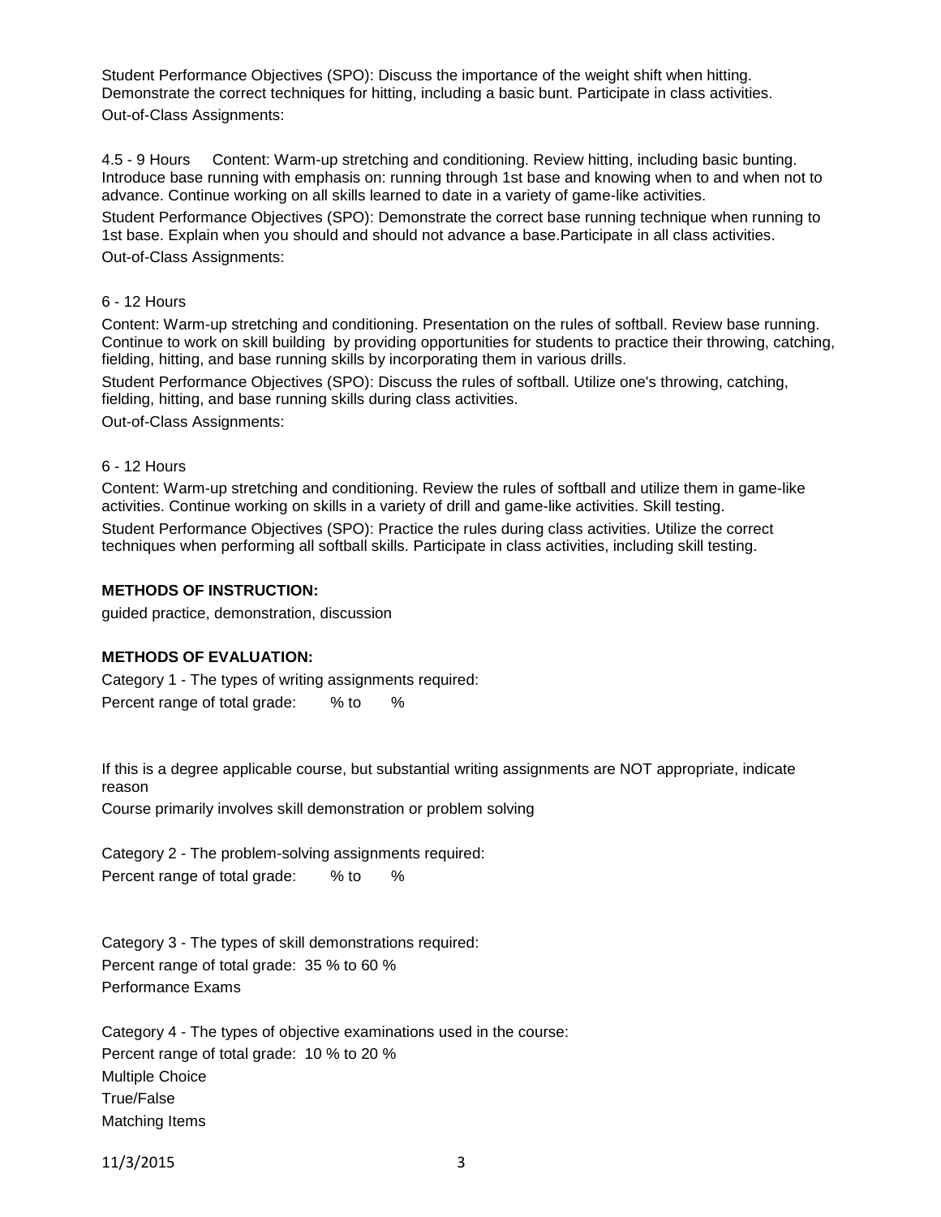Student Performance Objectives (SPO): Discuss the importance of the weight shift when hitting. Demonstrate the correct techniques for hitting, including a basic bunt. Participate in class activities.

Out-of-Class Assignments:

4.5 - 9 Hours Content: Warm-up stretching and conditioning. Review hitting, including basic bunting. Introduce base running with emphasis on: running through 1st base and knowing when to and when not to advance. Continue working on all skills learned to date in a variety of game-like activities.

Student Performance Objectives (SPO): Demonstrate the correct base running technique when running to 1st base. Explain when you should and should not advance a base.Participate in all class activities.

Out-of-Class Assignments:

6 - 12 Hours

Content: Warm-up stretching and conditioning. Presentation on the rules of softball. Review base running. Continue to work on skill building by providing opportunities for students to practice their throwing, catching, fielding, hitting, and base running skills by incorporating them in various drills.

Student Performance Objectives (SPO): Discuss the rules of softball. Utilize one's throwing, catching, fielding, hitting, and base running skills during class activities.

Out-of-Class Assignments:

6 - 12 Hours

Content: Warm-up stretching and conditioning. Review the rules of softball and utilize them in game-like activities. Continue working on skills in a variety of drill and game-like activities. Skill testing.

Student Performance Objectives (SPO): Practice the rules during class activities. Utilize the correct techniques when performing all softball skills. Participate in class activities, including skill testing.

**METHODS OF INSTRUCTION:**

guided practice, demonstration, discussion

**METHODS OF EVALUATION:**

Category 1 - The types of writing assignments required:

Percent range of total grade: % to %

If this is a degree applicable course, but substantial writing assignments are NOT appropriate, indicate reason

Course primarily involves skill demonstration or problem solving

Category 2 - The problem-solving assignments required:

Percent range of total grade: % to %

Category 3 - The types of skill demonstrations required:

Percent range of total grade: 35 % to 60 %

Performance Exams

Category 4 - The types of objective examinations used in the course:

Percent range of total grade: 10 % to 20 %

Multiple Choice

True/False

Matching Items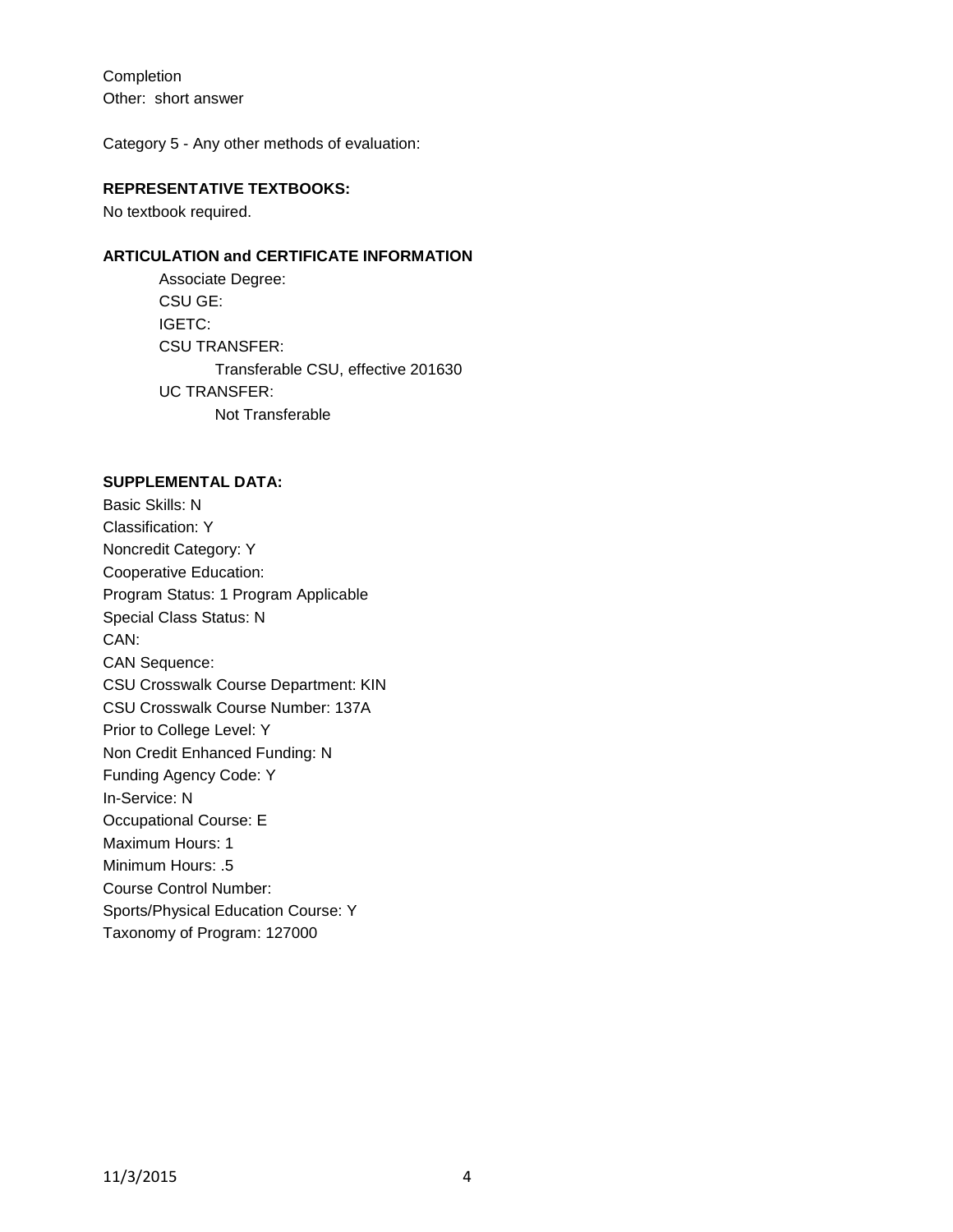Completion
Other: short answer

Category 5 - Any other methods of evaluation:

**REPRESENTATIVE TEXTBOOKS:**

No textbook required.

**ARTICULATION and CERTIFICATE INFORMATION**

Associate Degree:
CSU GE:
IGETC:
CSU TRANSFER:
Transferable CSU, effective 201630
UC TRANSFER:
Not Transferable

**SUPPLEMENTAL DATA:**

Basic Skills: N
Classification: Y
Noncredit Category: Y
Cooperative Education:
Program Status: 1 Program Applicable
Special Class Status: N
CAN:
CAN Sequence:
CSU Crosswalk Course Department: KIN
CSU Crosswalk Course Number: 137A
Prior to College Level: Y
Non Credit Enhanced Funding: N
Funding Agency Code: Y
In-Service: N
Occupational Course: E
Maximum Hours: 1
Minimum Hours: .5
Course Control Number:
Sports/Physical Education Course: Y
Taxonomy of Program: 127000